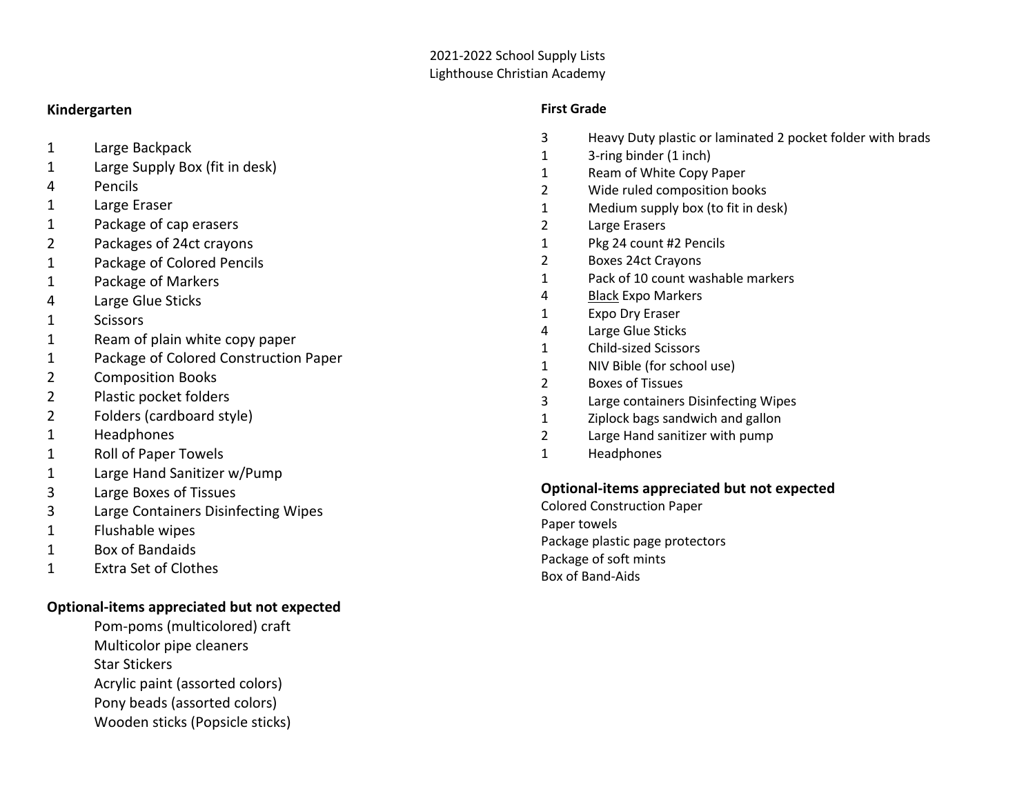2021-2022 School Supply Lists
Lighthouse Christian Academy

## Kindergarten

| Qty | Item |
| --- | --- |
| 1 | Large Backpack |
| 1 | Large Supply Box (fit in desk) |
| 4 | Pencils |
| 1 | Large Eraser |
| 1 | Package of cap erasers |
| 2 | Packages of 24ct crayons |
| 1 | Package of Colored Pencils |
| 1 | Package of Markers |
| 4 | Large Glue Sticks |
| 1 | Scissors |
| 1 | Ream of plain white copy paper |
| 1 | Package of Colored Construction Paper |
| 2 | Composition Books |
| 2 | Plastic pocket folders |
| 2 | Folders (cardboard style) |
| 1 | Headphones |
| 1 | Roll of Paper Towels |
| 1 | Large Hand Sanitizer w/Pump |
| 3 | Large Boxes of Tissues |
| 3 | Large Containers Disinfecting Wipes |
| 1 | Flushable wipes |
| 1 | Box of Bandaids |
| 1 | Extra Set of Clothes |

### Optional-items appreciated but not expected

Pom-poms (multicolored) craft
Multicolor pipe cleaners
Star Stickers
Acrylic paint (assorted colors)
Pony beads (assorted colors)
Wooden sticks (Popsicle sticks)

## First Grade

| Qty | Item |
| --- | --- |
| 3 | Heavy Duty plastic or laminated 2 pocket folder with brads |
| 1 | 3-ring binder (1 inch) |
| 1 | Ream of White Copy Paper |
| 2 | Wide ruled composition books |
| 1 | Medium supply box (to fit in desk) |
| 2 | Large Erasers |
| 1 | Pkg 24 count #2 Pencils |
| 2 | Boxes 24ct Crayons |
| 1 | Pack of 10 count washable markers |
| 4 | <u>Black</u> Expo Markers |
| 1 | Expo Dry Eraser |
| 4 | Large Glue Sticks |
| 1 | Child-sized Scissors |
| 1 | NIV Bible (for school use) |
| 2 | Boxes of Tissues |
| 3 | Large containers Disinfecting Wipes |
| 1 | Ziplock bags sandwich and gallon |
| 2 | Large Hand sanitizer with pump |
| 1 | Headphones |

### Optional-items appreciated but not expected

Colored Construction Paper
Paper towels
Package plastic page protectors
Package of soft mints
Box of Band-Aids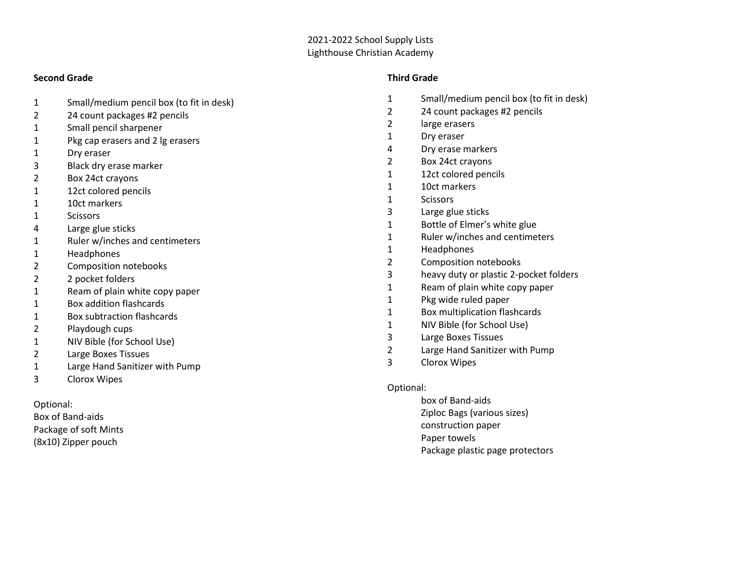2021-2022 School Supply Lists
Lighthouse Christian Academy

## Second Grade

| Qty | Item |
| --- | --- |
| 1 | Small/medium pencil box (to fit in desk) |
| 2 | 24 count packages #2 pencils |
| 1 | Small pencil sharpener |
| 1 | Pkg cap erasers and 2 lg erasers |
| 1 | Dry eraser |
| 3 | Black dry erase marker |
| 2 | Box 24ct crayons |
| 1 | 12ct colored pencils |
| 1 | 10ct markers |
| 1 | Scissors |
| 4 | Large glue sticks |
| 1 | Ruler w/inches and centimeters |
| 1 | Headphones |
| 2 | Composition notebooks |
| 2 | 2 pocket folders |
| 1 | Ream of plain white copy paper |
| 1 | Box addition flashcards |
| 1 | Box subtraction flashcards |
| 2 | Playdough cups |
| 1 | NIV Bible (for School Use) |
| 2 | Large Boxes Tissues |
| 1 | Large Hand Sanitizer with Pump |
| 3 | Clorox Wipes |

Optional:
Box of Band-aids
Package of soft Mints
(8x10) Zipper pouch

## Third Grade

| Qty | Item |
| --- | --- |
| 1 | Small/medium pencil box (to fit in desk) |
| 2 | 24 count packages #2 pencils |
| 2 | large erasers |
| 1 | Dry eraser |
| 4 | Dry erase markers |
| 2 | Box 24ct crayons |
| 1 | 12ct colored pencils |
| 1 | 10ct markers |
| 1 | Scissors |
| 3 | Large glue sticks |
| 1 | Bottle of Elmer's white glue |
| 1 | Ruler w/inches and centimeters |
| 1 | Headphones |
| 2 | Composition notebooks |
| 3 | heavy duty or plastic 2-pocket folders |
| 1 | Ream of plain white copy paper |
| 1 | Pkg wide ruled paper |
| 1 | Box multiplication flashcards |
| 1 | NIV Bible (for School Use) |
| 3 | Large Boxes Tissues |
| 2 | Large Hand Sanitizer with Pump |
| 3 | Clorox Wipes |

Optional:
- box of Band-aids
- Ziploc Bags (various sizes)
- construction paper
- Paper towels
- Package plastic page protectors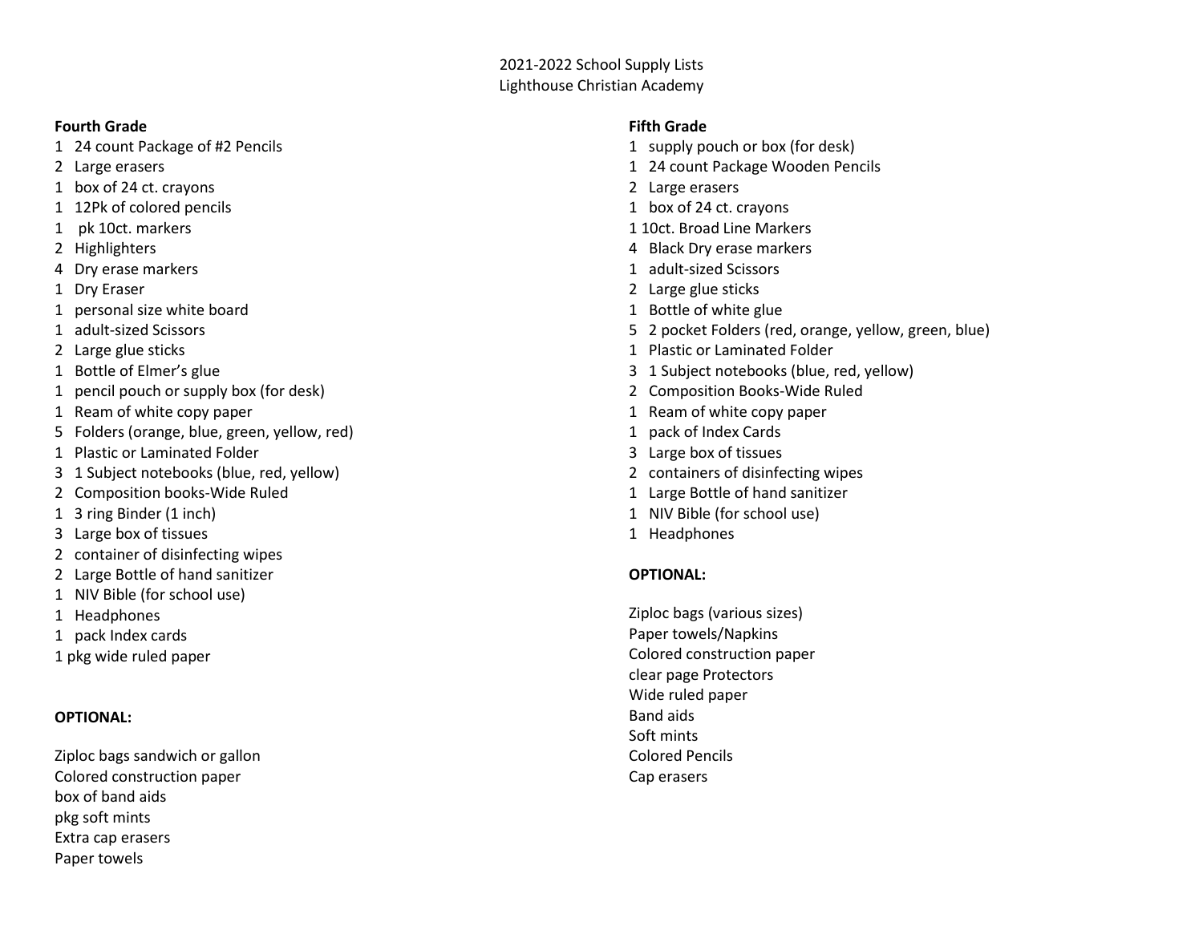2021-2022 School Supply Lists
Lighthouse Christian Academy

**Fourth Grade**

1 24 count Package of #2 Pencils
2 Large erasers
1 box of 24 ct. crayons
1 12Pk of colored pencils
1 pk 10ct. markers
2 Highlighters
4 Dry erase markers
1 Dry Eraser
1 personal size white board
1 adult-sized Scissors
2 Large glue sticks
1 Bottle of Elmer's glue
1 pencil pouch or supply box (for desk)
1 Ream of white copy paper
5 Folders (orange, blue, green, yellow, red)
1 Plastic or Laminated Folder
3 1 Subject notebooks (blue, red, yellow)
2 Composition books-Wide Ruled
1 3 ring Binder (1 inch)
3 Large box of tissues
2 container of disinfecting wipes
2 Large Bottle of hand sanitizer
1 NIV Bible (for school use)
1 Headphones
1 pack Index cards
1 pkg wide ruled paper

**OPTIONAL:**

Ziploc bags sandwich or gallon
Colored construction paper
box of band aids
pkg soft mints
Extra cap erasers
Paper towels

**Fifth Grade**

1 supply pouch or box (for desk)
1 24 count Package Wooden Pencils
2 Large erasers
1 box of 24 ct. crayons
1 10ct. Broad Line Markers
4 Black Dry erase markers
1 adult-sized Scissors
2 Large glue sticks
1 Bottle of white glue
5 2 pocket Folders (red, orange, yellow, green, blue)
1 Plastic or Laminated Folder
3 1 Subject notebooks (blue, red, yellow)
2 Composition Books-Wide Ruled
1 Ream of white copy paper
1 pack of Index Cards
3 Large box of tissues
2 containers of disinfecting wipes
1 Large Bottle of hand sanitizer
1 NIV Bible (for school use)
1 Headphones

**OPTIONAL:**

Ziploc bags (various sizes)
Paper towels/Napkins
Colored construction paper
clear page Protectors
Wide ruled paper
Band aids
Soft mints
Colored Pencils
Cap erasers